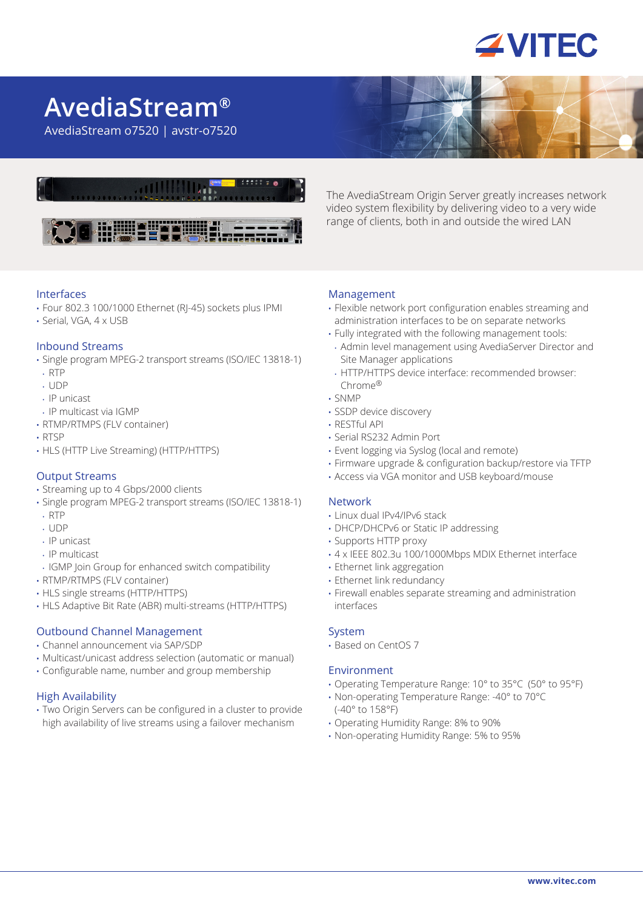# AvediaStream®

AvediaStream o7520 | avstr-o7520

The AvediaStream Origin Server greatly increases network video system flexibility by delivering video to a very wide range of clients, both in and outside the wired LAN

## Interfaces

- Four 802.3 100/1000 Ethernet (RJ-45) sockets plus IPMI
- Serial, VGA, 4 x USB

## Inbound Streams

- Single program MPEG-2 transport streams (ISO/IEC 13818-1)
  - RTP
  - UDP
  - IP unicast
  - IP multicast via IGMP
- RTMP/RTMPS (FLV container)
- RTSP
- HLS (HTTP Live Streaming) (HTTP/HTTPS)

## Output Streams

- Streaming up to 4 Gbps/2000 clients
- Single program MPEG-2 transport streams (ISO/IEC 13818-1)
  - RTP
  - UDP
  - IP unicast
  - IP multicast
  - IGMP Join Group for enhanced switch compatibility
- RTMP/RTMPS (FLV container)
- HLS single streams (HTTP/HTTPS)
- HLS Adaptive Bit Rate (ABR) multi-streams (HTTP/HTTPS)

## Outbound Channel Management

- Channel announcement via SAP/SDP
- Multicast/unicast address selection (automatic or manual)
- Configurable name, number and group membership

## High Availability

- Two Origin Servers can be configured in a cluster to provide high availability of live streams using a failover mechanism

## Management

- Flexible network port configuration enables streaming and administration interfaces to be on separate networks
- Fully integrated with the following management tools:
  - Admin level management using AvediaServer Director and Site Manager applications
  - HTTP/HTTPS device interface: recommended browser: Chrome®
- SNMP
- SSDP device discovery
- RESTful API
- Serial RS232 Admin Port
- Event logging via Syslog (local and remote)
- Firmware upgrade & configuration backup/restore via TFTP
- Access via VGA monitor and USB keyboard/mouse

## Network

- Linux dual IPv4/IPv6 stack
- DHCP/DHCPv6 or Static IP addressing
- Supports HTTP proxy
- 4 x IEEE 802.3u 100/1000Mbps MDIX Ethernet interface
- Ethernet link aggregation
- Ethernet link redundancy
- Firewall enables separate streaming and administration interfaces

## System

- Based on CentOS 7

## Environment

- Operating Temperature Range: 10° to 35°C (50° to 95°F)
- Non-operating Temperature Range: -40° to 70°C (-40° to 158°F)
- Operating Humidity Range: 8% to 90%
- Non-operating Humidity Range: 5% to 95%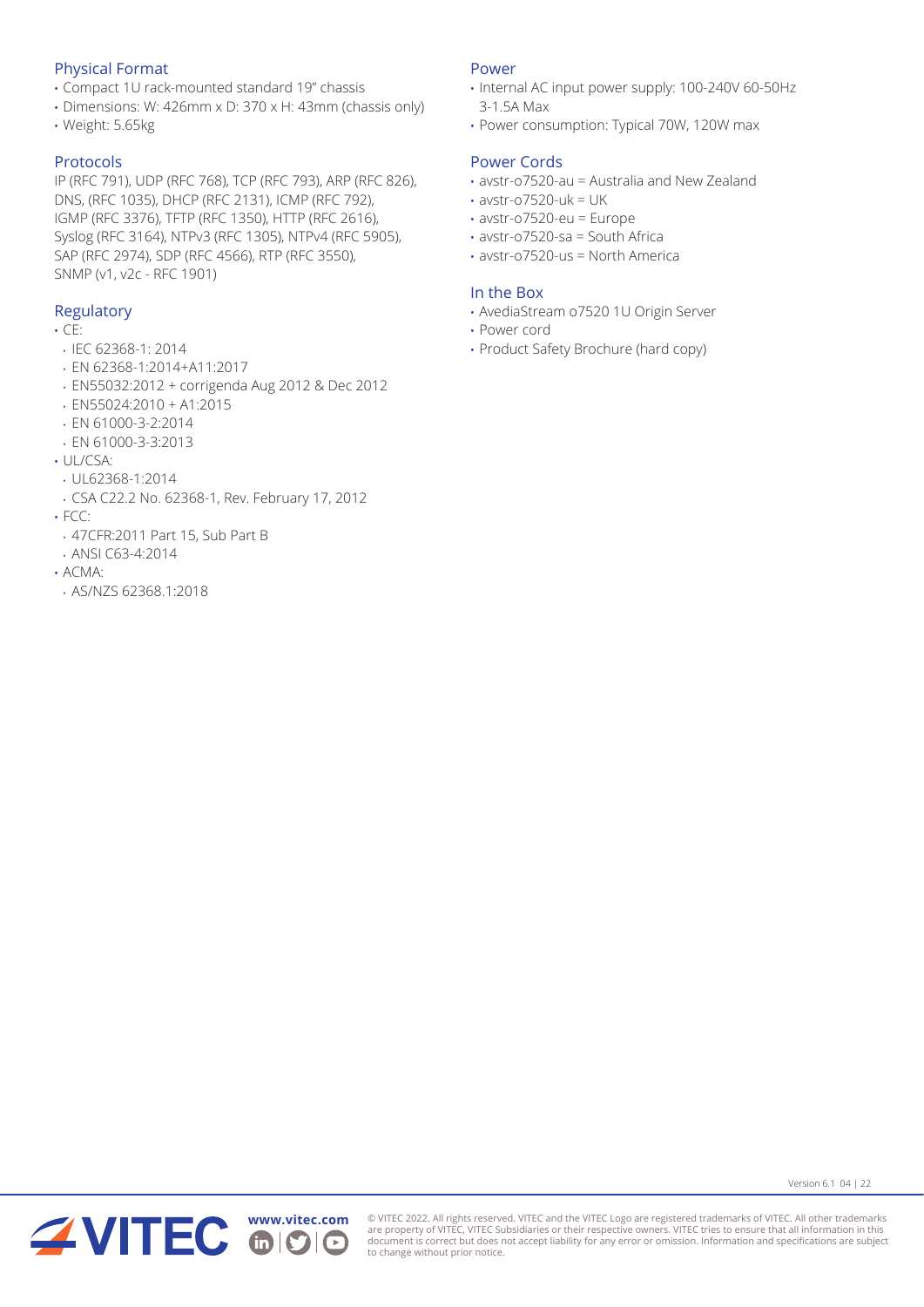## Physical Format

- Compact 1U rack-mounted standard 19" chassis
- Dimensions: W: 426mm x D: 370 x H: 43mm (chassis only)
- Weight: 5.65kg

## Protocols

IP (RFC 791), UDP (RFC 768), TCP (RFC 793), ARP (RFC 826), DNS, (RFC 1035), DHCP (RFC 2131), ICMP (RFC 792), IGMP (RFC 3376), TFTP (RFC 1350), HTTP (RFC 2616), Syslog (RFC 3164), NTPv3 (RFC 1305), NTPv4 (RFC 5905), SAP (RFC 2974), SDP (RFC 4566), RTP (RFC 3550), SNMP (v1, v2c - RFC 1901)

## Regulatory

- CE:
  - IEC 62368-1: 2014
  - EN 62368-1:2014+A11:2017
  - EN55032:2012 + corrigenda Aug 2012 & Dec 2012
  - EN55024:2010 + A1:2015
  - EN 61000-3-2:2014
  - EN 61000-3-3:2013
- UL/CSA:
  - UL62368-1:2014
  - CSA C22.2 No. 62368-1, Rev. February 17, 2012
- FCC:
  - 47CFR:2011 Part 15, Sub Part B
  - ANSI C63-4:2014
- ACMA:
  - AS/NZS 62368.1:2018

## Power

- Internal AC input power supply: 100-240V 60-50Hz 3-1.5A Max
- Power consumption: Typical 70W, 120W max

## Power Cords

- avstr-o7520-au = Australia and New Zealand
- avstr-o7520-uk = UK
- avstr-o7520-eu = Europe
- avstr-o7520-sa = South Africa
- avstr-o7520-us = North America

## In the Box

- AvediaStream o7520 1U Origin Server
- Power cord
- Product Safety Brochure (hard copy)

Version 6.1 04

www.vitec.com

© VITEC 2022. All rights reserved. VITEC and the VITEC Logo are registered trademarks of VITEC. All other trademarks are property of VITEC, VITEC Subsidiaries or their respective owners. VITEC tries to ensure that all information in this document is correct but does not accept liability for any error or omission. Information and specifications are subject to change without prior notice.